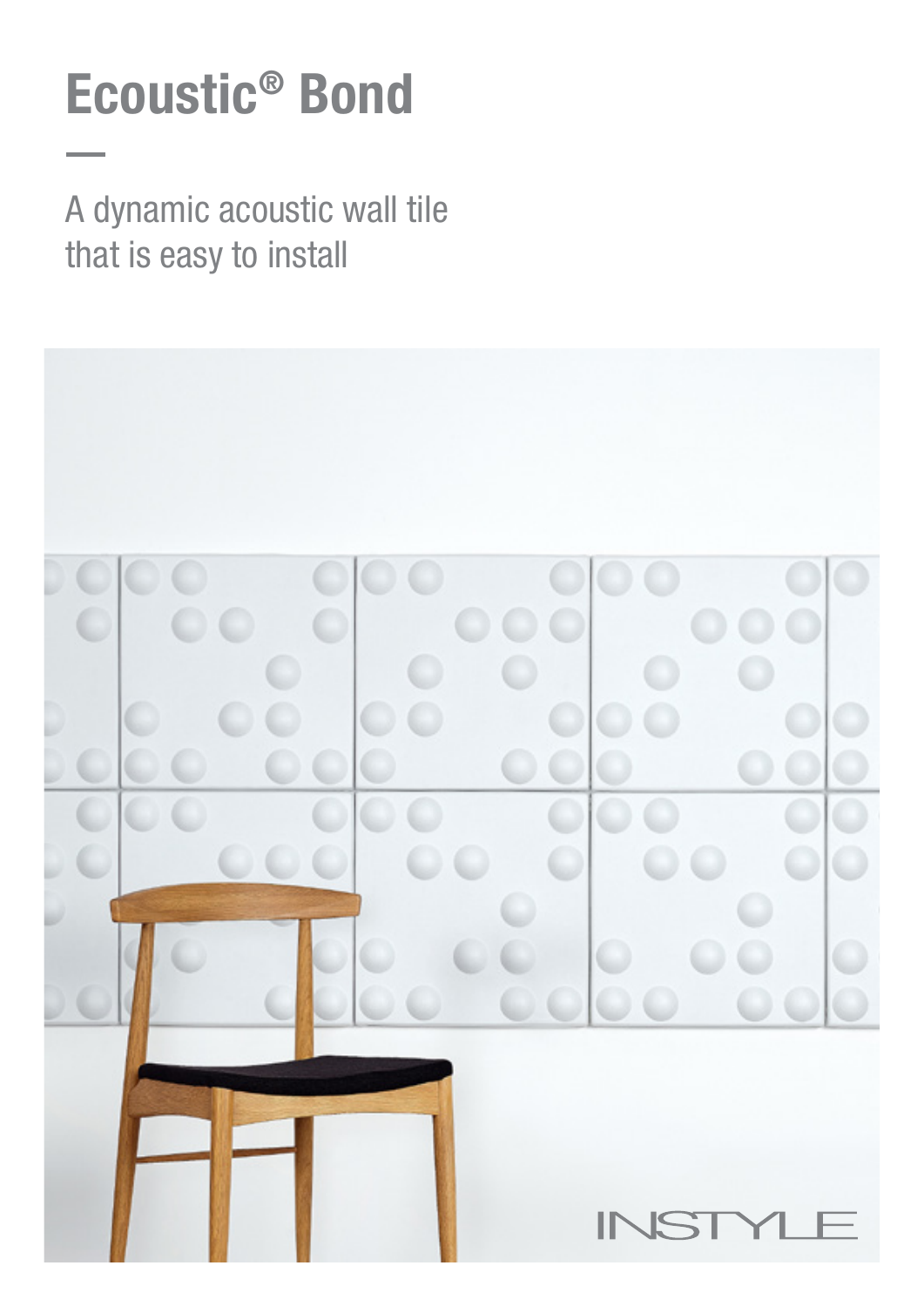# Ecoustic® Bond

A dynamic acoustic wall tile that is easy to install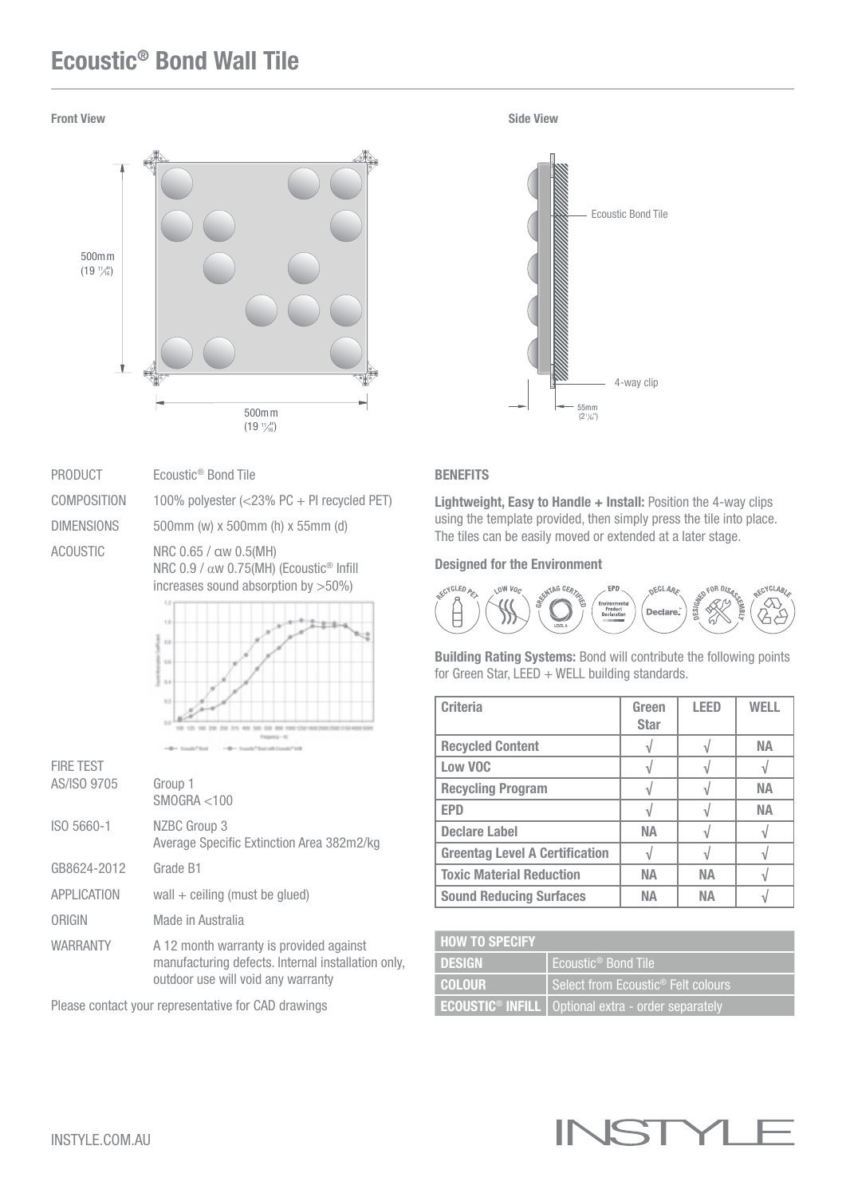# Ecoustic® Bond Wall Tile

**Front View**

500mm (19 11/16")

500mm (19 11/16")

**Side View**

Ecoustic Bond Tile

4-way clip

55mm (2 11/64")

| | |
|---|---|
| PRODUCT | Ecoustic® Bond Tile |
| COMPOSITION | 100% polyester (<23% PC + PI recycled PET) |
| DIMENSIONS | 500mm (w) x 500mm (h) x 55mm (d) |
| ACOUSTIC | NRC 0.65 / αw 0.5(MH)<br>NRC 0.9 / αw 0.75(MH) (Ecoustic® Infill increases sound absorption by >50%) |
| FIRE TEST AS/ISO 9705 | Group 1<br>SMOGRA <100 |
| ISO 5660-1 | NZBC Group 3<br>Average Specific Extinction Area 382m2/kg |
| GB8624-2012 | Grade B1 |
| APPLICATION | wall + ceiling (must be glued) |
| ORIGIN | Made in Australia |
| WARRANTY | A 12 month warranty is provided against manufacturing defects. Internal installation only, outdoor use will void any warranty |

Please contact your representative for CAD drawings

### BENEFITS

**Lightweight, Easy to Handle + Install:** Position the 4-way clips using the template provided, then simply press the tile into place. The tiles can be easily moved or extended at a later stage.

**Designed for the Environment**

RECYCLED PET · LOW VOC · GREENTAG CERTIFIED · EPD · DECLARE · DESIGNED FOR DISASSEMBLY · RECYCLABLE

**Building Rating Systems:** Bond will contribute the following points for Green Star, LEED + WELL building standards.

| Criteria | Green Star | LEED | WELL |
|---|---|---|---|
| Recycled Content | √ | √ | NA |
| Low VOC | √ | √ | √ |
| Recycling Program | √ | √ | NA |
| EPD | √ | √ | NA |
| Declare Label | NA | √ | √ |
| Greentag Level A Certification | √ | √ | √ |
| Toxic Material Reduction | NA | NA | √ |
| Sound Reducing Surfaces | NA | NA | √ |

| HOW TO SPECIFY | |
|---|---|
| DESIGN | Ecoustic® Bond Tile |
| COLOUR | Select from Ecoustic® Felt colours |
| ECOUSTIC® INFILL | Optional extra - order separately |

INSTYLE.COM.AU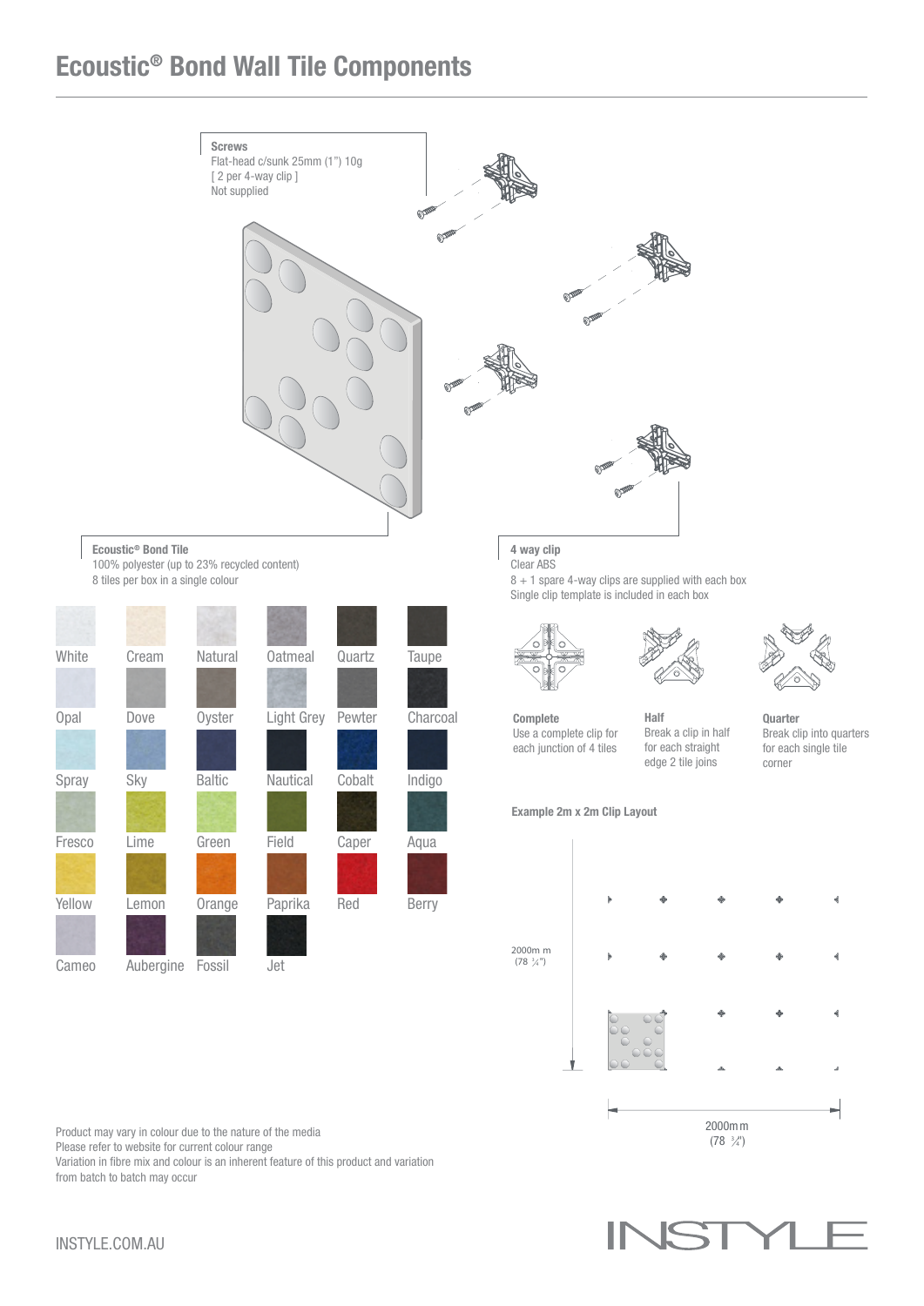# Ecoustic® Bond Wall Tile Components

**Screws**
Flat-head c/sunk 25mm (1") 10g
[ 2 per 4-way clip ]
Not supplied

**Ecoustic® Bond Tile**
100% polyester (up to 23% recycled content)
8 tiles per box in a single colour

**4 way clip**
Clear ABS
8 + 1 spare 4-way clips are supplied with each box
Single clip template is included in each box

| | | | | | |
|---|---|---|---|---|---|
| White | Cream | Natural | Oatmeal | Quartz | Taupe |
| Opal | Dove | Oyster | Light Grey | Pewter | Charcoal |
| Spray | Sky | Baltic | Nautical | Cobalt | Indigo |
| Fresco | Lime | Green | Field | Caper | Aqua |
| Yellow | Lemon | Orange | Paprika | Red | Berry |
| Cameo | Aubergine | Fossil | Jet | | |

**Complete**
Use a complete clip for each junction of 4 tiles

**Half**
Break a clip in half for each straight edge 2 tile joins

**Quarter**
Break clip into quarters for each single tile corner

**Example 2m x 2m Clip Layout**

2000mm (78 ¾")

2000mm (78 ¾")

Product may vary in colour due to the nature of the media
Please refer to website for current colour range
Variation in fibre mix and colour is an inherent feature of this product and variation from batch to batch may occur

INSTYLE.COM.AU

INSTYLE